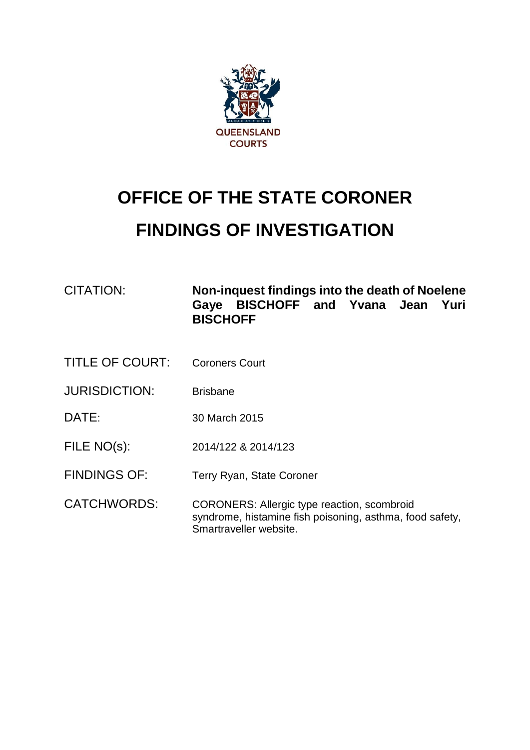QUEENSLAND COURTS

# OFFICE OF THE STATE CORONER

# FINDINGS OF INVESTIGATION

| | |
|---|---|
| CITATION: | **Non-inquest findings into the death of Noelene Gaye BISCHOFF and Yvana Jean Yuri BISCHOFF** |
| TITLE OF COURT: | Coroners Court |
| JURISDICTION: | Brisbane |
| DATE: | 30 March 2015 |
| FILE NO(s): | 2014/122 & 2014/123 |
| FINDINGS OF: | Terry Ryan, State Coroner |
| CATCHWORDS: | CORONERS: Allergic type reaction, scombroid syndrome, histamine fish poisoning, asthma, food safety, Smartraveller website. |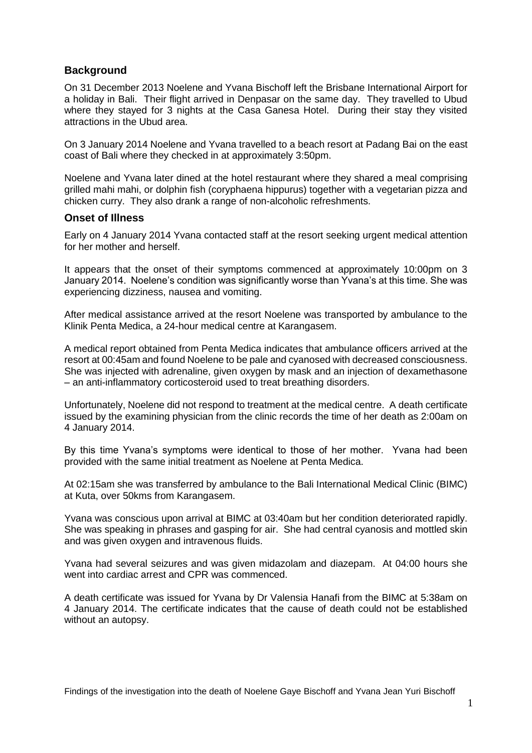## Background

On 31 December 2013 Noelene and Yvana Bischoff left the Brisbane International Airport for a holiday in Bali. Their flight arrived in Denpasar on the same day. They travelled to Ubud where they stayed for 3 nights at the Casa Ganesa Hotel. During their stay they visited attractions in the Ubud area.

On 3 January 2014 Noelene and Yvana travelled to a beach resort at Padang Bai on the east coast of Bali where they checked in at approximately 3:50pm.

Noelene and Yvana later dined at the hotel restaurant where they shared a meal comprising grilled mahi mahi, or dolphin fish (coryphaena hippurus) together with a vegetarian pizza and chicken curry. They also drank a range of non-alcoholic refreshments.

## Onset of Illness

Early on 4 January 2014 Yvana contacted staff at the resort seeking urgent medical attention for her mother and herself.

It appears that the onset of their symptoms commenced at approximately 10:00pm on 3 January 2014. Noelene's condition was significantly worse than Yvana's at this time. She was experiencing dizziness, nausea and vomiting.

After medical assistance arrived at the resort Noelene was transported by ambulance to the Klinik Penta Medica, a 24-hour medical centre at Karangasem.

A medical report obtained from Penta Medica indicates that ambulance officers arrived at the resort at 00:45am and found Noelene to be pale and cyanosed with decreased consciousness. She was injected with adrenaline, given oxygen by mask and an injection of dexamethasone – an anti-inflammatory corticosteroid used to treat breathing disorders.

Unfortunately, Noelene did not respond to treatment at the medical centre. A death certificate issued by the examining physician from the clinic records the time of her death as 2:00am on 4 January 2014.

By this time Yvana's symptoms were identical to those of her mother. Yvana had been provided with the same initial treatment as Noelene at Penta Medica.

At 02:15am she was transferred by ambulance to the Bali International Medical Clinic (BIMC) at Kuta, over 50kms from Karangasem.

Yvana was conscious upon arrival at BIMC at 03:40am but her condition deteriorated rapidly. She was speaking in phrases and gasping for air. She had central cyanosis and mottled skin and was given oxygen and intravenous fluids.

Yvana had several seizures and was given midazolam and diazepam. At 04:00 hours she went into cardiac arrest and CPR was commenced.

A death certificate was issued for Yvana by Dr Valensia Hanafi from the BIMC at 5:38am on 4 January 2014. The certificate indicates that the cause of death could not be established without an autopsy.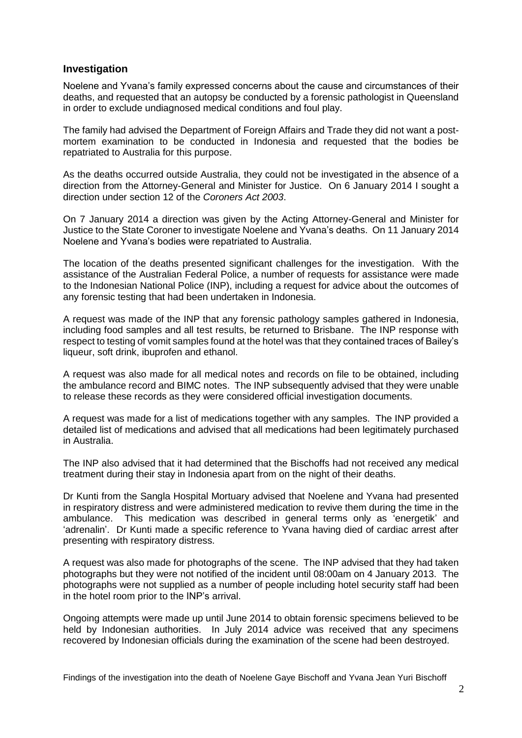## Investigation

Noelene and Yvana's family expressed concerns about the cause and circumstances of their deaths, and requested that an autopsy be conducted by a forensic pathologist in Queensland in order to exclude undiagnosed medical conditions and foul play.

The family had advised the Department of Foreign Affairs and Trade they did not want a post-mortem examination to be conducted in Indonesia and requested that the bodies be repatriated to Australia for this purpose.

As the deaths occurred outside Australia, they could not be investigated in the absence of a direction from the Attorney-General and Minister for Justice. On 6 January 2014 I sought a direction under section 12 of the *Coroners Act 2003*.

On 7 January 2014 a direction was given by the Acting Attorney-General and Minister for Justice to the State Coroner to investigate Noelene and Yvana's deaths. On 11 January 2014 Noelene and Yvana's bodies were repatriated to Australia.

The location of the deaths presented significant challenges for the investigation. With the assistance of the Australian Federal Police, a number of requests for assistance were made to the Indonesian National Police (INP), including a request for advice about the outcomes of any forensic testing that had been undertaken in Indonesia.

A request was made of the INP that any forensic pathology samples gathered in Indonesia, including food samples and all test results, be returned to Brisbane. The INP response with respect to testing of vomit samples found at the hotel was that they contained traces of Bailey's liqueur, soft drink, ibuprofen and ethanol.

A request was also made for all medical notes and records on file to be obtained, including the ambulance record and BIMC notes. The INP subsequently advised that they were unable to release these records as they were considered official investigation documents.

A request was made for a list of medications together with any samples. The INP provided a detailed list of medications and advised that all medications had been legitimately purchased in Australia.

The INP also advised that it had determined that the Bischoffs had not received any medical treatment during their stay in Indonesia apart from on the night of their deaths.

Dr Kunti from the Sangla Hospital Mortuary advised that Noelene and Yvana had presented in respiratory distress and were administered medication to revive them during the time in the ambulance. This medication was described in general terms only as 'energetik' and 'adrenalin'. Dr Kunti made a specific reference to Yvana having died of cardiac arrest after presenting with respiratory distress.

A request was also made for photographs of the scene. The INP advised that they had taken photographs but they were not notified of the incident until 08:00am on 4 January 2013. The photographs were not supplied as a number of people including hotel security staff had been in the hotel room prior to the INP's arrival.

Ongoing attempts were made up until June 2014 to obtain forensic specimens believed to be held by Indonesian authorities. In July 2014 advice was received that any specimens recovered by Indonesian officials during the examination of the scene had been destroyed.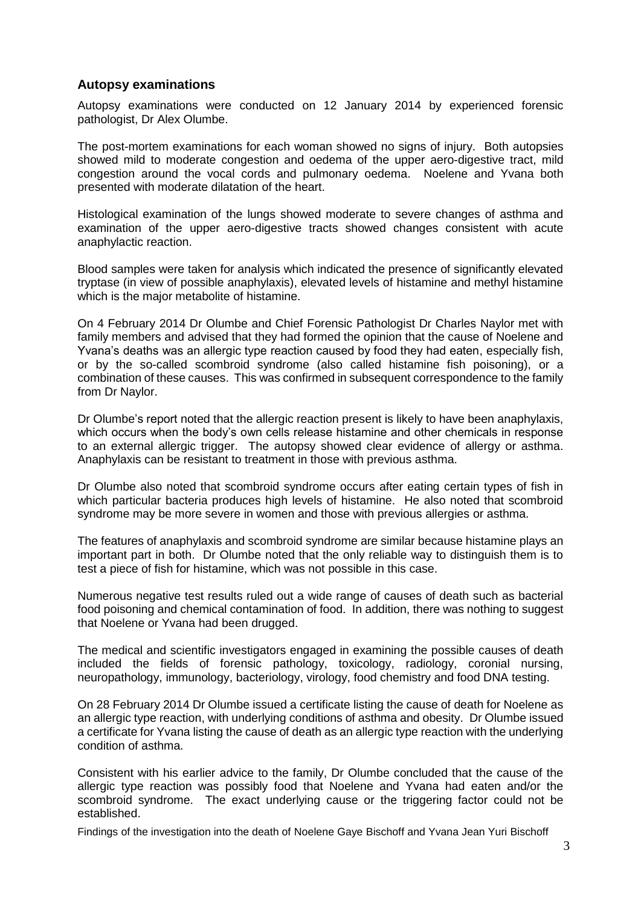## Autopsy examinations

Autopsy examinations were conducted on 12 January 2014 by experienced forensic pathologist, Dr Alex Olumbe.

The post-mortem examinations for each woman showed no signs of injury. Both autopsies showed mild to moderate congestion and oedema of the upper aero-digestive tract, mild congestion around the vocal cords and pulmonary oedema. Noelene and Yvana both presented with moderate dilatation of the heart.

Histological examination of the lungs showed moderate to severe changes of asthma and examination of the upper aero-digestive tracts showed changes consistent with acute anaphylactic reaction.

Blood samples were taken for analysis which indicated the presence of significantly elevated tryptase (in view of possible anaphylaxis), elevated levels of histamine and methyl histamine which is the major metabolite of histamine.

On 4 February 2014 Dr Olumbe and Chief Forensic Pathologist Dr Charles Naylor met with family members and advised that they had formed the opinion that the cause of Noelene and Yvana's deaths was an allergic type reaction caused by food they had eaten, especially fish, or by the so-called scombroid syndrome (also called histamine fish poisoning), or a combination of these causes. This was confirmed in subsequent correspondence to the family from Dr Naylor.

Dr Olumbe's report noted that the allergic reaction present is likely to have been anaphylaxis, which occurs when the body's own cells release histamine and other chemicals in response to an external allergic trigger. The autopsy showed clear evidence of allergy or asthma. Anaphylaxis can be resistant to treatment in those with previous asthma.

Dr Olumbe also noted that scombroid syndrome occurs after eating certain types of fish in which particular bacteria produces high levels of histamine. He also noted that scombroid syndrome may be more severe in women and those with previous allergies or asthma.

The features of anaphylaxis and scombroid syndrome are similar because histamine plays an important part in both. Dr Olumbe noted that the only reliable way to distinguish them is to test a piece of fish for histamine, which was not possible in this case.

Numerous negative test results ruled out a wide range of causes of death such as bacterial food poisoning and chemical contamination of food. In addition, there was nothing to suggest that Noelene or Yvana had been drugged.

The medical and scientific investigators engaged in examining the possible causes of death included the fields of forensic pathology, toxicology, radiology, coronial nursing, neuropathology, immunology, bacteriology, virology, food chemistry and food DNA testing.

On 28 February 2014 Dr Olumbe issued a certificate listing the cause of death for Noelene as an allergic type reaction, with underlying conditions of asthma and obesity. Dr Olumbe issued a certificate for Yvana listing the cause of death as an allergic type reaction with the underlying condition of asthma.

Consistent with his earlier advice to the family, Dr Olumbe concluded that the cause of the allergic type reaction was possibly food that Noelene and Yvana had eaten and/or the scombroid syndrome. The exact underlying cause or the triggering factor could not be established.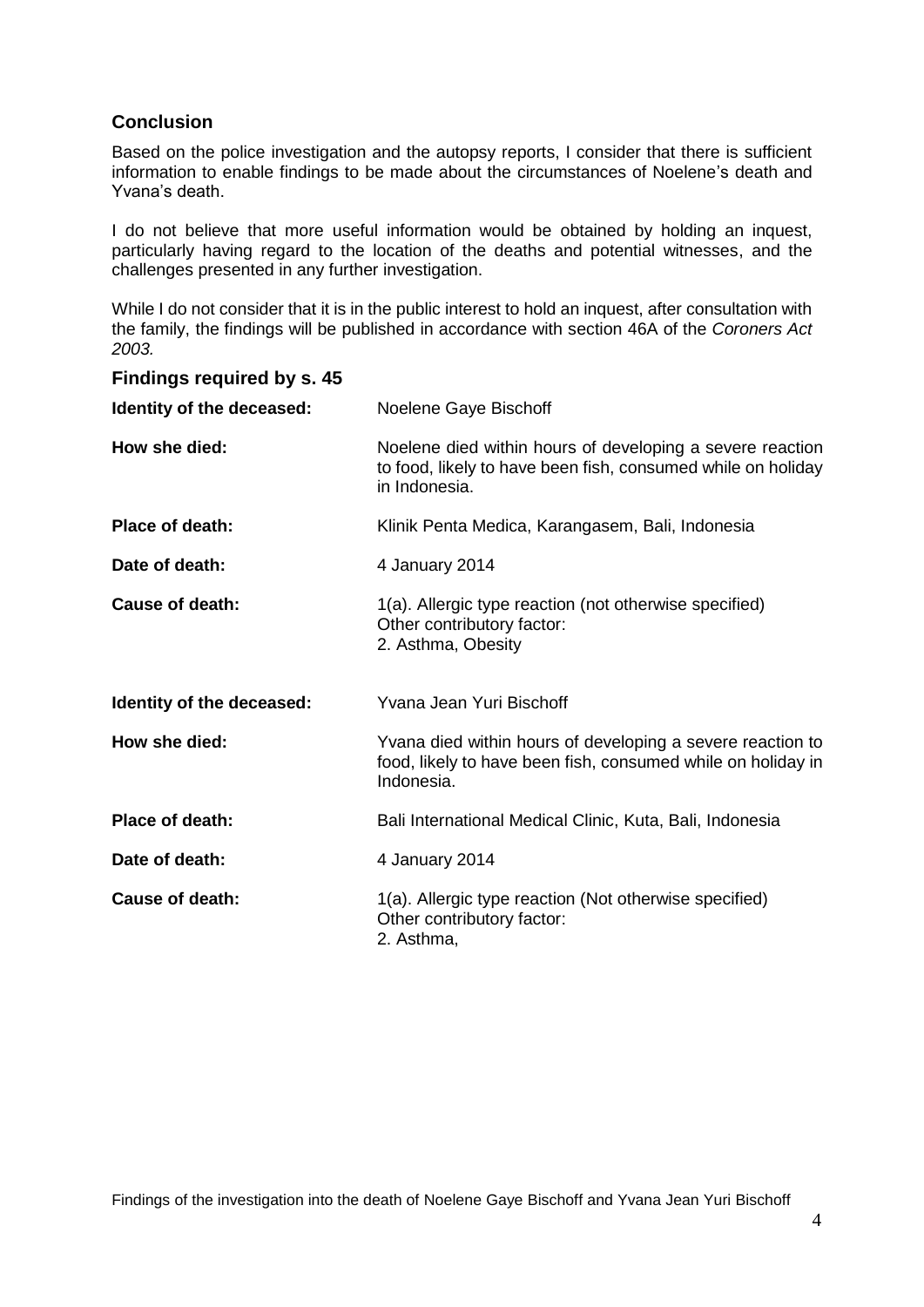## Conclusion

Based on the police investigation and the autopsy reports, I consider that there is sufficient information to enable findings to be made about the circumstances of Noelene's death and Yvana's death.

I do not believe that more useful information would be obtained by holding an inquest, particularly having regard to the location of the deaths and potential witnesses, and the challenges presented in any further investigation.

While I do not consider that it is in the public interest to hold an inquest, after consultation with the family, the findings will be published in accordance with section 46A of the *Coroners Act 2003.*

## Findings required by s. 45

| | |
|---|---|
| **Identity of the deceased:** | Noelene Gaye Bischoff |
| **How she died:** | Noelene died within hours of developing a severe reaction to food, likely to have been fish, consumed while on holiday in Indonesia. |
| **Place of death:** | Klinik Penta Medica, Karangasem, Bali, Indonesia |
| **Date of death:** | 4 January 2014 |
| **Cause of death:** | 1(a). Allergic type reaction (not otherwise specified)<br>Other contributory factor:<br>2. Asthma, Obesity |
| **Identity of the deceased:** | Yvana Jean Yuri Bischoff |
| **How she died:** | Yvana died within hours of developing a severe reaction to food, likely to have been fish, consumed while on holiday in Indonesia. |
| **Place of death:** | Bali International Medical Clinic, Kuta, Bali, Indonesia |
| **Date of death:** | 4 January 2014 |
| **Cause of death:** | 1(a). Allergic type reaction (Not otherwise specified)<br>Other contributory factor:<br>2. Asthma, |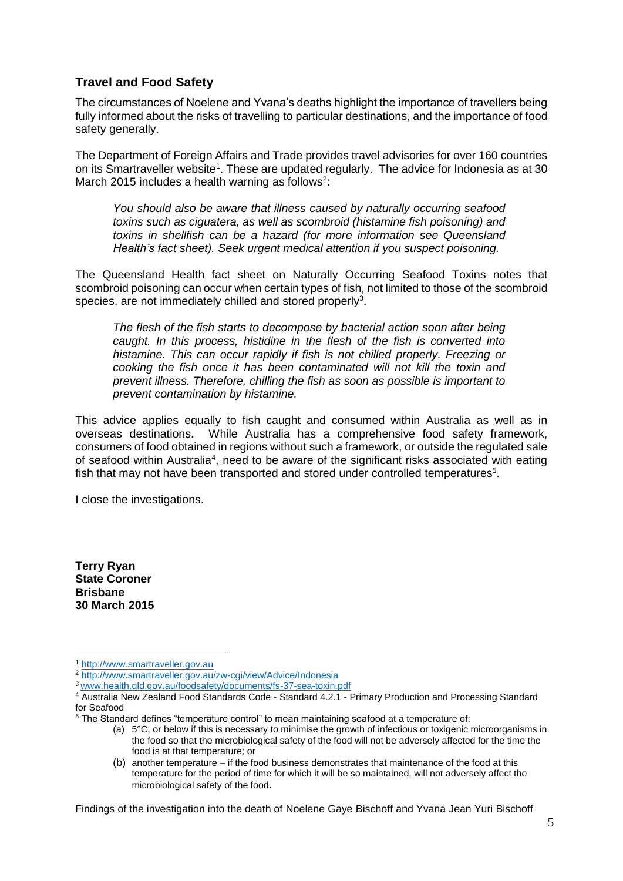## Travel and Food Safety

The circumstances of Noelene and Yvana's deaths highlight the importance of travellers being fully informed about the risks of travelling to particular destinations, and the importance of food safety generally.

The Department of Foreign Affairs and Trade provides travel advisories for over 160 countries on its Smartraveller website[1]. These are updated regularly. The advice for Indonesia as at 30 March 2015 includes a health warning as follows[2]:

> *You should also be aware that illness caused by naturally occurring seafood toxins such as ciguatera, as well as scombroid (histamine fish poisoning) and toxins in shellfish can be a hazard (for more information see Queensland Health's fact sheet). Seek urgent medical attention if you suspect poisoning.*

The Queensland Health fact sheet on Naturally Occurring Seafood Toxins notes that scombroid poisoning can occur when certain types of fish, not limited to those of the scombroid species, are not immediately chilled and stored properly[3].

> *The flesh of the fish starts to decompose by bacterial action soon after being caught. In this process, histidine in the flesh of the fish is converted into histamine. This can occur rapidly if fish is not chilled properly. Freezing or cooking the fish once it has been contaminated will not kill the toxin and prevent illness. Therefore, chilling the fish as soon as possible is important to prevent contamination by histamine.*

This advice applies equally to fish caught and consumed within Australia as well as in overseas destinations. While Australia has a comprehensive food safety framework, consumers of food obtained in regions without such a framework, or outside the regulated sale of seafood within Australia[4], need to be aware of the significant risks associated with eating fish that may not have been transported and stored under controlled temperatures[5].

I close the investigations.

**Terry Ryan**
**State Coroner**
**Brisbane**
**30 March 2015**

---

[1] http://www.smartraveller.gov.au

[2] http://www.smartraveller.gov.au/zw-cgi/view/Advice/Indonesia

[3] www.health.qld.gov.au/foodsafety/documents/fs-37-sea-toxin.pdf

[4] Australia New Zealand Food Standards Code - Standard 4.2.1 - Primary Production and Processing Standard for Seafood

[5] The Standard defines "temperature control" to mean maintaining seafood at a temperature of:

(a) 5°C, or below if this is necessary to minimise the growth of infectious or toxigenic microorganisms in the food so that the microbiological safety of the food will not be adversely affected for the time the food is at that temperature; or

(b) another temperature – if the food business demonstrates that maintenance of the food at this temperature for the period of time for which it will be so maintained, will not adversely affect the microbiological safety of the food.